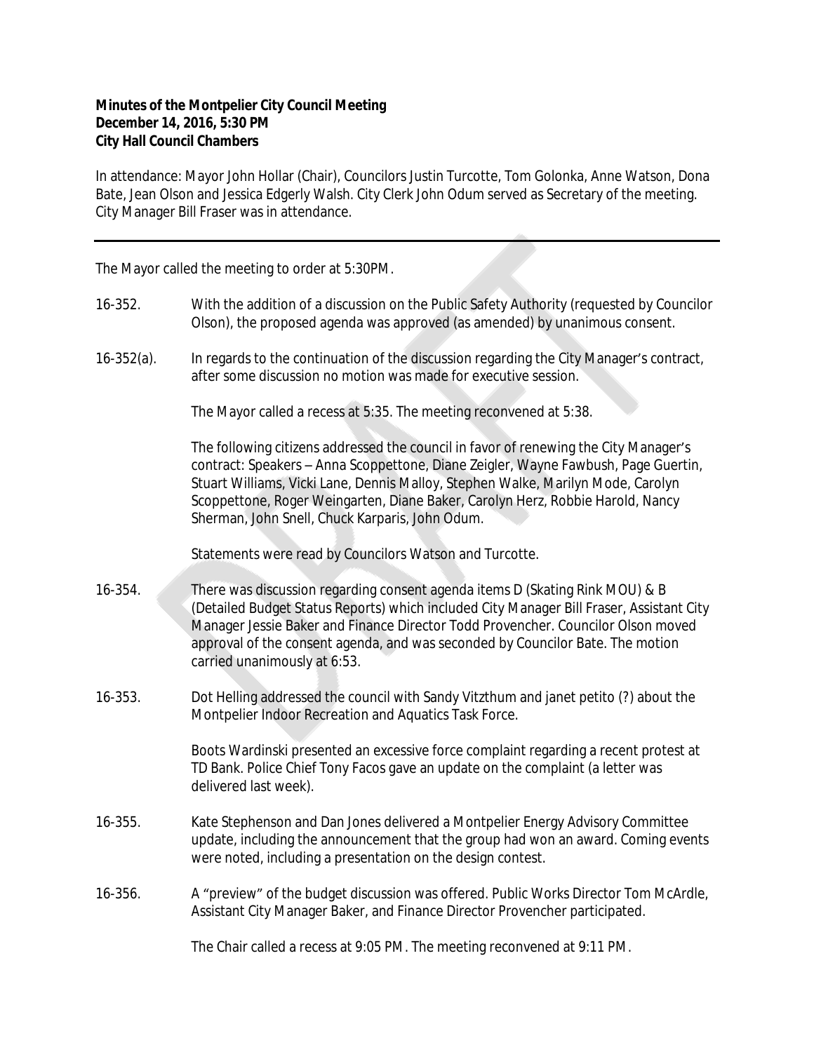**Minutes of the Montpelier City Council Meeting**
**December 14, 2016, 5:30 PM**
**City Hall Council Chambers**

In attendance: Mayor John Hollar (Chair), Councilors Justin Turcotte, Tom Golonka, Anne Watson, Dona Bate, Jean Olson and Jessica Edgerly Walsh. City Clerk John Odum served as Secretary of the meeting. City Manager Bill Fraser was in attendance.

---

The Mayor called the meeting to order at 5:30PM.

16-352. With the addition of a discussion on the Public Safety Authority (requested by Councilor Olson), the proposed agenda was approved (as amended) by unanimous consent.

16-352(a). In regards to the continuation of the discussion regarding the City Manager's contract, after some discussion no motion was made for executive session.

The Mayor called a recess at 5:35. The meeting reconvened at 5:38.

The following citizens addressed the council in favor of renewing the City Manager's contract: Speakers – Anna Scoppettone, Diane Zeigler, Wayne Fawbush, Page Guertin, Stuart Williams, Vicki Lane, Dennis Malloy, Stephen Walke, Marilyn Mode, Carolyn Scoppettone, Roger Weingarten, Diane Baker, Carolyn Herz, Robbie Harold, Nancy Sherman, John Snell, Chuck Karparis, John Odum.

Statements were read by Councilors Watson and Turcotte.

16-354. There was discussion regarding consent agenda items D (Skating Rink MOU) & B (Detailed Budget Status Reports) which included City Manager Bill Fraser, Assistant City Manager Jessie Baker and Finance Director Todd Provencher. Councilor Olson moved approval of the consent agenda, and was seconded by Councilor Bate. The motion carried unanimously at 6:53.

16-353. Dot Helling addressed the council with Sandy Vitzthum and janet petito (?) about the Montpelier Indoor Recreation and Aquatics Task Force.

Boots Wardinski presented an excessive force complaint regarding a recent protest at TD Bank. Police Chief Tony Facos gave an update on the complaint (a letter was delivered last week).

16-355. Kate Stephenson and Dan Jones delivered a Montpelier Energy Advisory Committee update, including the announcement that the group had won an award. Coming events were noted, including a presentation on the design contest.

16-356. A "preview" of the budget discussion was offered. Public Works Director Tom McArdle, Assistant City Manager Baker, and Finance Director Provencher participated.

The Chair called a recess at 9:05 PM. The meeting reconvened at 9:11 PM.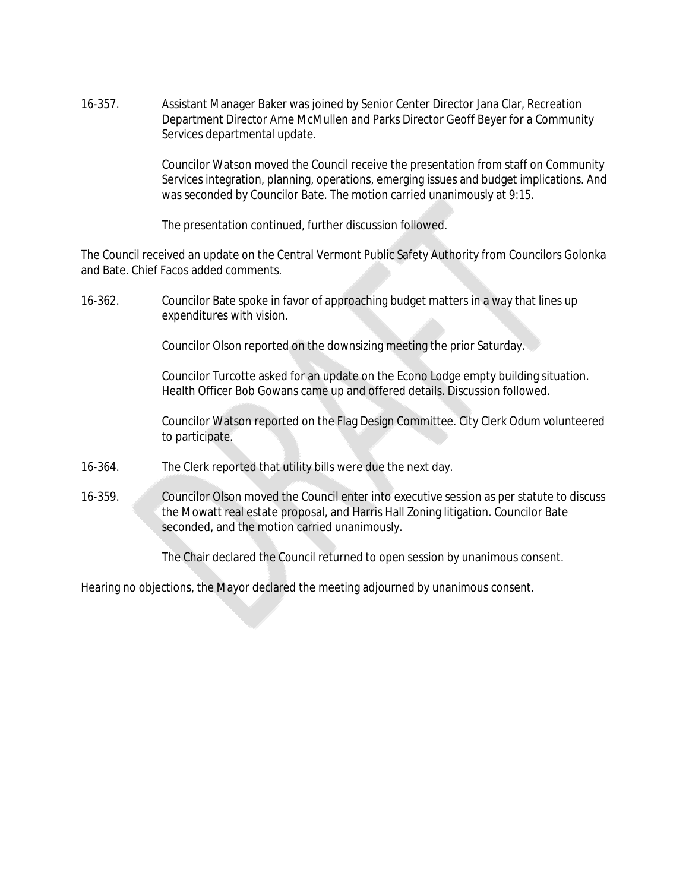16-357. Assistant Manager Baker was joined by Senior Center Director Jana Clar, Recreation Department Director Arne McMullen and Parks Director Geoff Beyer for a Community Services departmental update.

Councilor Watson moved the Council receive the presentation from staff on Community Services integration, planning, operations, emerging issues and budget implications. And was seconded by Councilor Bate. The motion carried unanimously at 9:15.

The presentation continued, further discussion followed.

The Council received an update on the Central Vermont Public Safety Authority from Councilors Golonka and Bate. Chief Facos added comments.

16-362. Councilor Bate spoke in favor of approaching budget matters in a way that lines up expenditures with vision.

Councilor Olson reported on the downsizing meeting the prior Saturday.

Councilor Turcotte asked for an update on the Econo Lodge empty building situation. Health Officer Bob Gowans came up and offered details. Discussion followed.

Councilor Watson reported on the Flag Design Committee. City Clerk Odum volunteered to participate.

16-364. The Clerk reported that utility bills were due the next day.

16-359. Councilor Olson moved the Council enter into executive session as per statute to discuss the Mowatt real estate proposal, and Harris Hall Zoning litigation. Councilor Bate seconded, and the motion carried unanimously.

The Chair declared the Council returned to open session by unanimous consent.

Hearing no objections, the Mayor declared the meeting adjourned by unanimous consent.